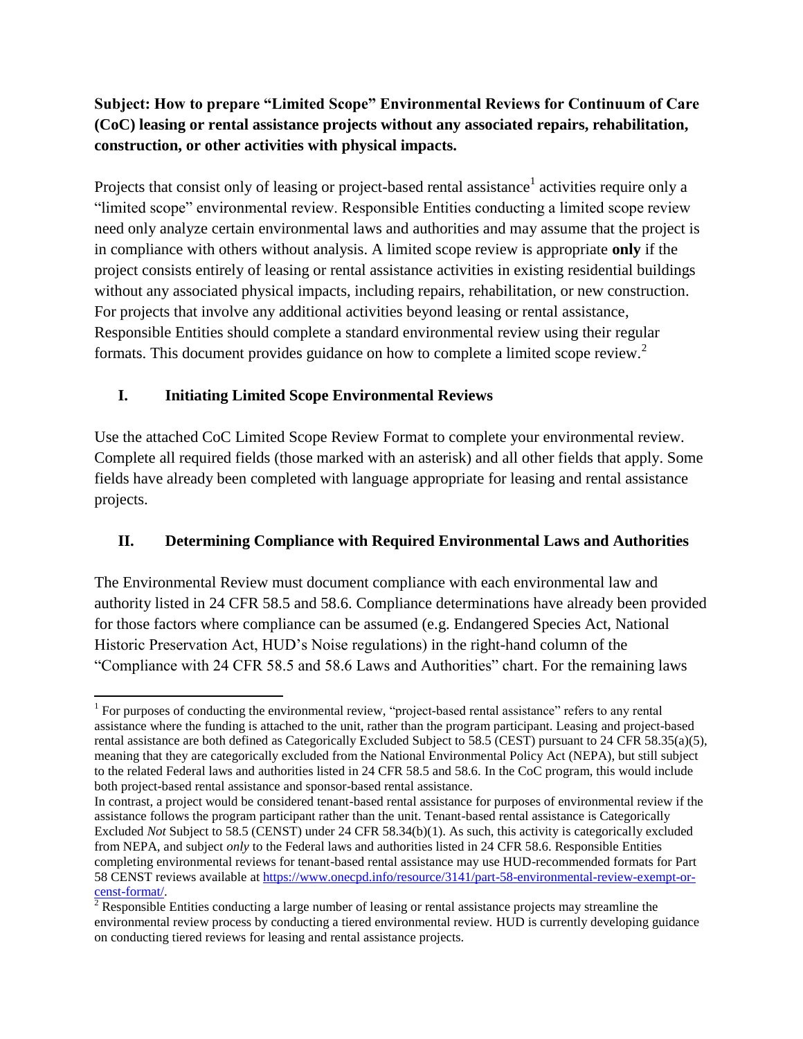**Subject: How to prepare "Limited Scope" Environmental Reviews for Continuum of Care (CoC) leasing or rental assistance projects without any associated repairs, rehabilitation, construction, or other activities with physical impacts.**

Projects that consist only of leasing or project-based rental assistance[1] activities require only a "limited scope" environmental review. Responsible Entities conducting a limited scope review need only analyze certain environmental laws and authorities and may assume that the project is in compliance with others without analysis. A limited scope review is appropriate **only** if the project consists entirely of leasing or rental assistance activities in existing residential buildings without any associated physical impacts, including repairs, rehabilitation, or new construction. For projects that involve any additional activities beyond leasing or rental assistance, Responsible Entities should complete a standard environmental review using their regular formats. This document provides guidance on how to complete a limited scope review.[2]

## I. Initiating Limited Scope Environmental Reviews

Use the attached CoC Limited Scope Review Format to complete your environmental review. Complete all required fields (those marked with an asterisk) and all other fields that apply. Some fields have already been completed with language appropriate for leasing and rental assistance projects.

## II. Determining Compliance with Required Environmental Laws and Authorities

The Environmental Review must document compliance with each environmental law and authority listed in 24 CFR 58.5 and 58.6. Compliance determinations have already been provided for those factors where compliance can be assumed (e.g. Endangered Species Act, National Historic Preservation Act, HUD's Noise regulations) in the right-hand column of the "Compliance with 24 CFR 58.5 and 58.6 Laws and Authorities" chart. For the remaining laws

---

[1] For purposes of conducting the environmental review, "project-based rental assistance" refers to any rental assistance where the funding is attached to the unit, rather than the program participant. Leasing and project-based rental assistance are both defined as Categorically Excluded Subject to 58.5 (CEST) pursuant to 24 CFR 58.35(a)(5), meaning that they are categorically excluded from the National Environmental Policy Act (NEPA), but still subject to the related Federal laws and authorities listed in 24 CFR 58.5 and 58.6. In the CoC program, this would include both project-based rental assistance and sponsor-based rental assistance.

In contrast, a project would be considered tenant-based rental assistance for purposes of environmental review if the assistance follows the program participant rather than the unit. Tenant-based rental assistance is Categorically Excluded *Not* Subject to 58.5 (CENST) under 24 CFR 58.34(b)(1). As such, this activity is categorically excluded from NEPA, and subject *only* to the Federal laws and authorities listed in 24 CFR 58.6. Responsible Entities completing environmental reviews for tenant-based rental assistance may use HUD-recommended formats for Part 58 CENST reviews available at https://www.onecpd.info/resource/3141/part-58-environmental-review-exempt-or-censt-format/.

[2] Responsible Entities conducting a large number of leasing or rental assistance projects may streamline the environmental review process by conducting a tiered environmental review. HUD is currently developing guidance on conducting tiered reviews for leasing and rental assistance projects.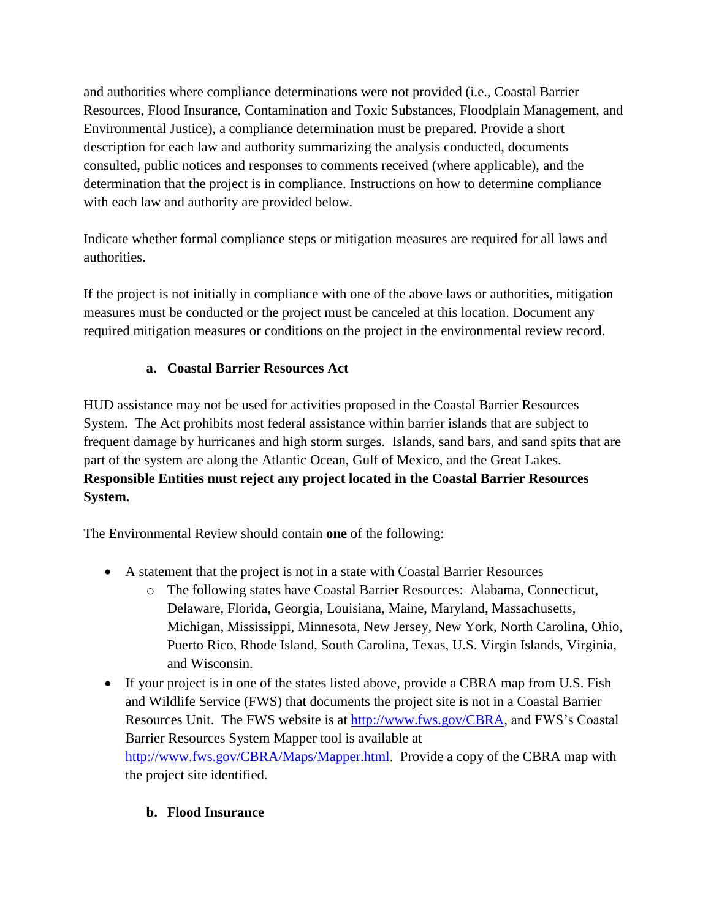and authorities where compliance determinations were not provided (i.e., Coastal Barrier Resources, Flood Insurance, Contamination and Toxic Substances, Floodplain Management, and Environmental Justice), a compliance determination must be prepared. Provide a short description for each law and authority summarizing the analysis conducted, documents consulted, public notices and responses to comments received (where applicable), and the determination that the project is in compliance. Instructions on how to determine compliance with each law and authority are provided below.

Indicate whether formal compliance steps or mitigation measures are required for all laws and authorities.

If the project is not initially in compliance with one of the above laws or authorities, mitigation measures must be conducted or the project must be canceled at this location. Document any required mitigation measures or conditions on the project in the environmental review record.

### a. Coastal Barrier Resources Act

HUD assistance may not be used for activities proposed in the Coastal Barrier Resources System. The Act prohibits most federal assistance within barrier islands that are subject to frequent damage by hurricanes and high storm surges. Islands, sand bars, and sand spits that are part of the system are along the Atlantic Ocean, Gulf of Mexico, and the Great Lakes. **Responsible Entities must reject any project located in the Coastal Barrier Resources System.**

The Environmental Review should contain **one** of the following:

- A statement that the project is not in a state with Coastal Barrier Resources
  - The following states have Coastal Barrier Resources: Alabama, Connecticut, Delaware, Florida, Georgia, Louisiana, Maine, Maryland, Massachusetts, Michigan, Mississippi, Minnesota, New Jersey, New York, North Carolina, Ohio, Puerto Rico, Rhode Island, South Carolina, Texas, U.S. Virgin Islands, Virginia, and Wisconsin.
- If your project is in one of the states listed above, provide a CBRA map from U.S. Fish and Wildlife Service (FWS) that documents the project site is not in a Coastal Barrier Resources Unit. The FWS website is at http://www.fws.gov/CBRA, and FWS's Coastal Barrier Resources System Mapper tool is available at http://www.fws.gov/CBRA/Maps/Mapper.html. Provide a copy of the CBRA map with the project site identified.

### b. Flood Insurance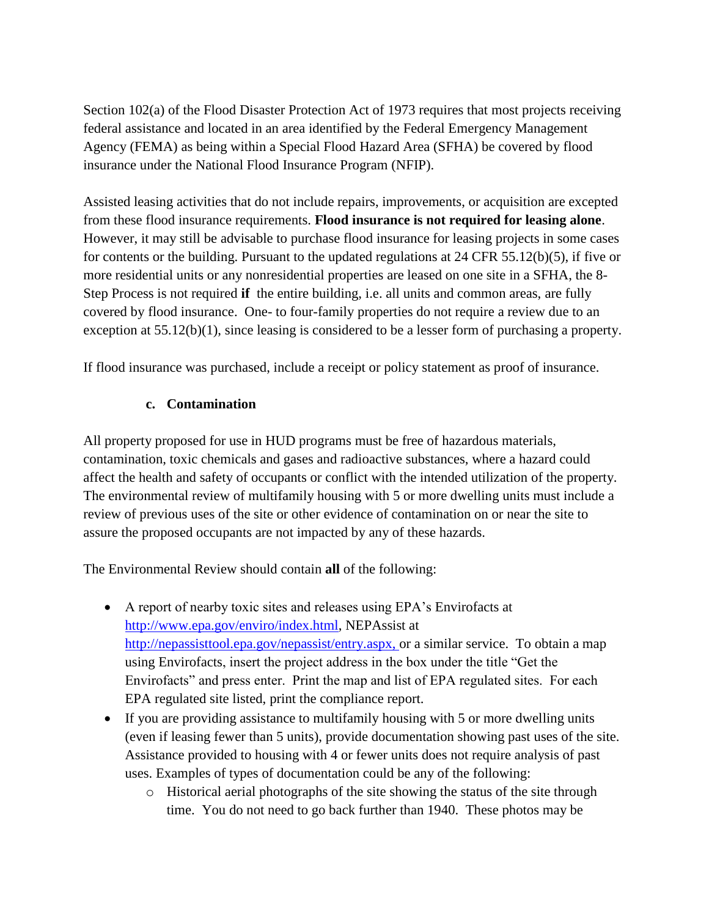Section 102(a) of the Flood Disaster Protection Act of 1973 requires that most projects receiving federal assistance and located in an area identified by the Federal Emergency Management Agency (FEMA) as being within a Special Flood Hazard Area (SFHA) be covered by flood insurance under the National Flood Insurance Program (NFIP).

Assisted leasing activities that do not include repairs, improvements, or acquisition are excepted from these flood insurance requirements. **Flood insurance is not required for leasing alone**. However, it may still be advisable to purchase flood insurance for leasing projects in some cases for contents or the building. Pursuant to the updated regulations at 24 CFR 55.12(b)(5), if five or more residential units or any nonresidential properties are leased on one site in a SFHA, the 8-Step Process is not required **if** the entire building, i.e. all units and common areas, are fully covered by flood insurance. One- to four-family properties do not require a review due to an exception at 55.12(b)(1), since leasing is considered to be a lesser form of purchasing a property.

If flood insurance was purchased, include a receipt or policy statement as proof of insurance.

### c. Contamination

All property proposed for use in HUD programs must be free of hazardous materials, contamination, toxic chemicals and gases and radioactive substances, where a hazard could affect the health and safety of occupants or conflict with the intended utilization of the property. The environmental review of multifamily housing with 5 or more dwelling units must include a review of previous uses of the site or other evidence of contamination on or near the site to assure the proposed occupants are not impacted by any of these hazards.

The Environmental Review should contain **all** of the following:

- A report of nearby toxic sites and releases using EPA's Envirofacts at [http://www.epa.gov/enviro/index.html](http://www.epa.gov/enviro/index.html), NEPAssist at [http://nepassisttool.epa.gov/nepassist/entry.aspx,](http://nepassisttool.epa.gov/nepassist/entry.aspx) or a similar service. To obtain a map using Envirofacts, insert the project address in the box under the title "Get the Envirofacts" and press enter. Print the map and list of EPA regulated sites. For each EPA regulated site listed, print the compliance report.
- If you are providing assistance to multifamily housing with 5 or more dwelling units (even if leasing fewer than 5 units), provide documentation showing past uses of the site. Assistance provided to housing with 4 or fewer units does not require analysis of past uses. Examples of types of documentation could be any of the following:
  - Historical aerial photographs of the site showing the status of the site through time. You do not need to go back further than 1940. These photos may be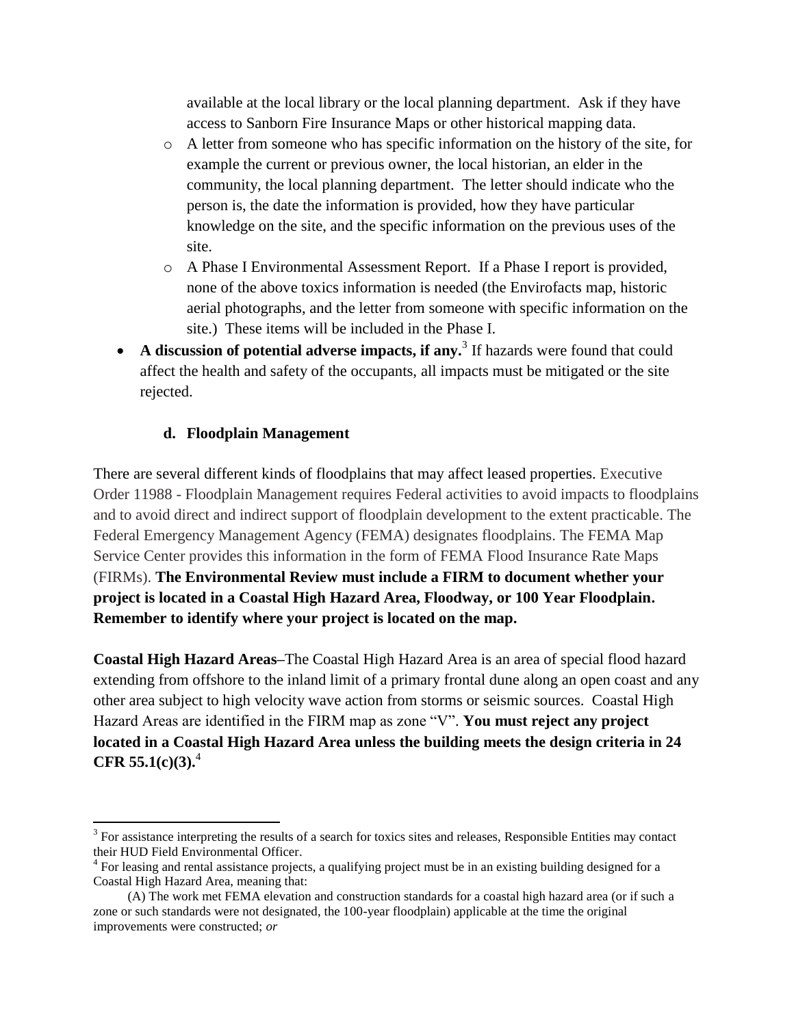available at the local library or the local planning department. Ask if they have access to Sanborn Fire Insurance Maps or other historical mapping data.

  - A letter from someone who has specific information on the history of the site, for example the current or previous owner, the local historian, an elder in the community, the local planning department. The letter should indicate who the person is, the date the information is provided, how they have particular knowledge on the site, and the specific information on the previous uses of the site.
  - A Phase I Environmental Assessment Report. If a Phase I report is provided, none of the above toxics information is needed (the Envirofacts map, historic aerial photographs, and the letter from someone with specific information on the site.) These items will be included in the Phase I.

- **A discussion of potential adverse impacts, if any.**[3] If hazards were found that could affect the health and safety of the occupants, all impacts must be mitigated or the site rejected.

### d. Floodplain Management

There are several different kinds of floodplains that may affect leased properties. Executive Order 11988 - Floodplain Management requires Federal activities to avoid impacts to floodplains and to avoid direct and indirect support of floodplain development to the extent practicable. The Federal Emergency Management Agency (FEMA) designates floodplains. The FEMA Map Service Center provides this information in the form of FEMA Flood Insurance Rate Maps (FIRMs). **The Environmental Review must include a FIRM to document whether your project is located in a Coastal High Hazard Area, Floodway, or 100 Year Floodplain. Remember to identify where your project is located on the map.**

**Coastal High Hazard Areas**–The Coastal High Hazard Area is an area of special flood hazard extending from offshore to the inland limit of a primary frontal dune along an open coast and any other area subject to high velocity wave action from storms or seismic sources. Coastal High Hazard Areas are identified in the FIRM map as zone "V". **You must reject any project located in a Coastal High Hazard Area unless the building meets the design criteria in 24 CFR 55.1(c)(3).**[4]

---

[3] For assistance interpreting the results of a search for toxics sites and releases, Responsible Entities may contact their HUD Field Environmental Officer.

[4] For leasing and rental assistance projects, a qualifying project must be in an existing building designed for a Coastal High Hazard Area, meaning that:

(A) The work met FEMA elevation and construction standards for a coastal high hazard area (or if such a zone or such standards were not designated, the 100-year floodplain) applicable at the time the original improvements were constructed; *or*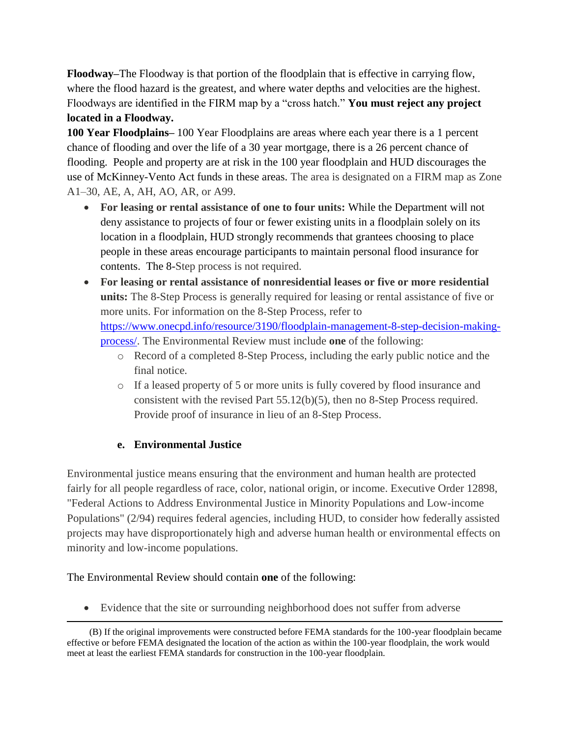**Floodway–**The Floodway is that portion of the floodplain that is effective in carrying flow, where the flood hazard is the greatest, and where water depths and velocities are the highest. Floodways are identified in the FIRM map by a "cross hatch." **You must reject any project located in a Floodway.**

**100 Year Floodplains–** 100 Year Floodplains are areas where each year there is a 1 percent chance of flooding and over the life of a 30 year mortgage, there is a 26 percent chance of flooding. People and property are at risk in the 100 year floodplain and HUD discourages the use of McKinney-Vento Act funds in these areas. The area is designated on a FIRM map as Zone A1–30, AE, A, AH, AO, AR, or A99.

- **For leasing or rental assistance of one to four units:** While the Department will not deny assistance to projects of four or fewer existing units in a floodplain solely on its location in a floodplain, HUD strongly recommends that grantees choosing to place people in these areas encourage participants to maintain personal flood insurance for contents. The 8-Step process is not required.
- **For leasing or rental assistance of nonresidential leases or five or more residential units:** The 8-Step Process is generally required for leasing or rental assistance of five or more units. For information on the 8-Step Process, refer to https://www.onecpd.info/resource/3190/floodplain-management-8-step-decision-making-process/. The Environmental Review must include **one** of the following:
  - Record of a completed 8-Step Process, including the early public notice and the final notice.
  - If a leased property of 5 or more units is fully covered by flood insurance and consistent with the revised Part 55.12(b)(5), then no 8-Step Process required. Provide proof of insurance in lieu of an 8-Step Process.

### e. Environmental Justice

Environmental justice means ensuring that the environment and human health are protected fairly for all people regardless of race, color, national origin, or income. Executive Order 12898, "Federal Actions to Address Environmental Justice in Minority Populations and Low-income Populations" (2/94) requires federal agencies, including HUD, to consider how federally assisted projects may have disproportionately high and adverse human health or environmental effects on minority and low-income populations.

The Environmental Review should contain **one** of the following:

- Evidence that the site or surrounding neighborhood does not suffer from adverse

---

(B) If the original improvements were constructed before FEMA standards for the 100-year floodplain became effective or before FEMA designated the location of the action as within the 100-year floodplain, the work would meet at least the earliest FEMA standards for construction in the 100-year floodplain.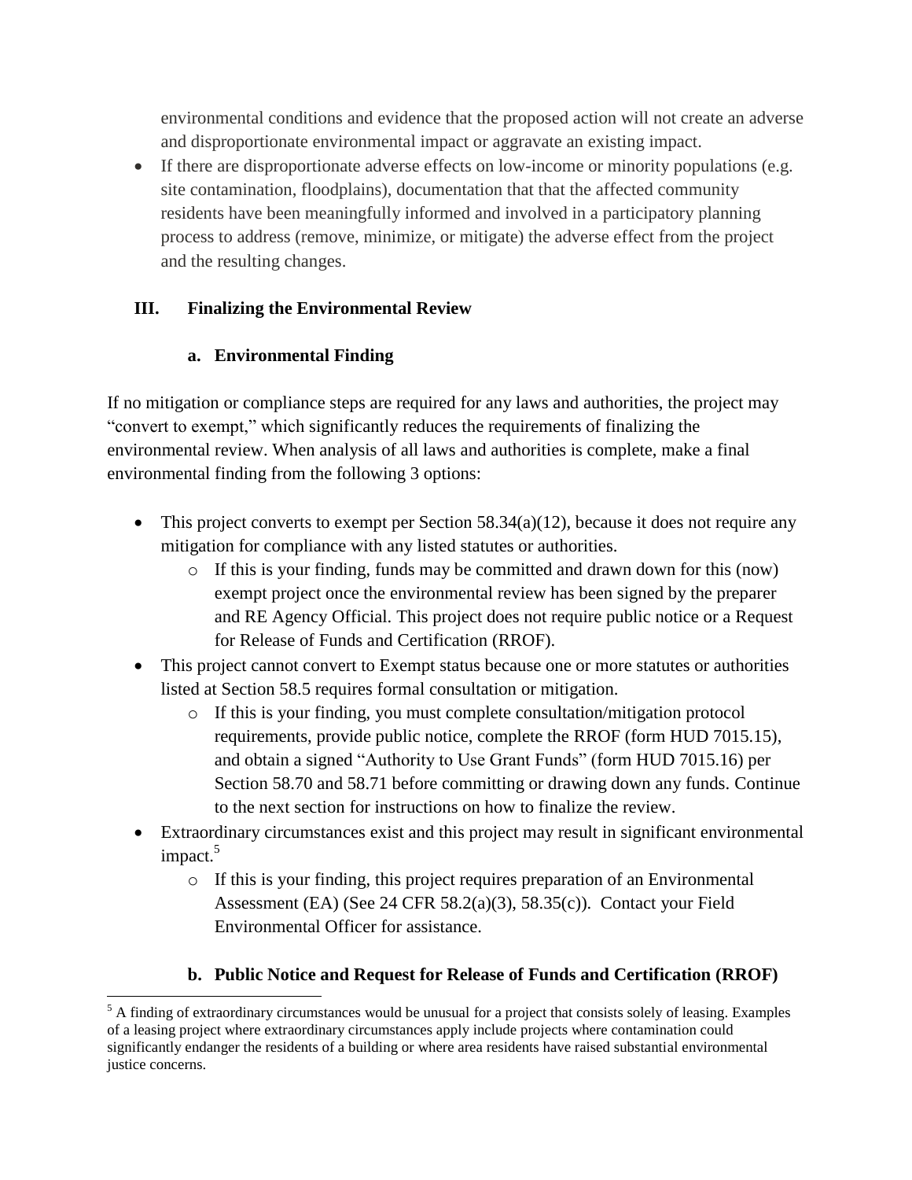environmental conditions and evidence that the proposed action will not create an adverse and disproportionate environmental impact or aggravate an existing impact.

- If there are disproportionate adverse effects on low-income or minority populations (e.g. site contamination, floodplains), documentation that that the affected community residents have been meaningfully informed and involved in a participatory planning process to address (remove, minimize, or mitigate) the adverse effect from the project and the resulting changes.

## III. Finalizing the Environmental Review

### a. Environmental Finding

If no mitigation or compliance steps are required for any laws and authorities, the project may "convert to exempt," which significantly reduces the requirements of finalizing the environmental review. When analysis of all laws and authorities is complete, make a final environmental finding from the following 3 options:

- This project converts to exempt per Section 58.34(a)(12), because it does not require any mitigation for compliance with any listed statutes or authorities.
  - If this is your finding, funds may be committed and drawn down for this (now) exempt project once the environmental review has been signed by the preparer and RE Agency Official. This project does not require public notice or a Request for Release of Funds and Certification (RROF).
- This project cannot convert to Exempt status because one or more statutes or authorities listed at Section 58.5 requires formal consultation or mitigation.
  - If this is your finding, you must complete consultation/mitigation protocol requirements, provide public notice, complete the RROF (form HUD 7015.15), and obtain a signed "Authority to Use Grant Funds" (form HUD 7015.16) per Section 58.70 and 58.71 before committing or drawing down any funds. Continue to the next section for instructions on how to finalize the review.
- Extraordinary circumstances exist and this project may result in significant environmental impact.[5]
  - If this is your finding, this project requires preparation of an Environmental Assessment (EA) (See 24 CFR 58.2(a)(3), 58.35(c)). Contact your Field Environmental Officer for assistance.

### b. Public Notice and Request for Release of Funds and Certification (RROF)

[5] A finding of extraordinary circumstances would be unusual for a project that consists solely of leasing. Examples of a leasing project where extraordinary circumstances apply include projects where contamination could significantly endanger the residents of a building or where area residents have raised substantial environmental justice concerns.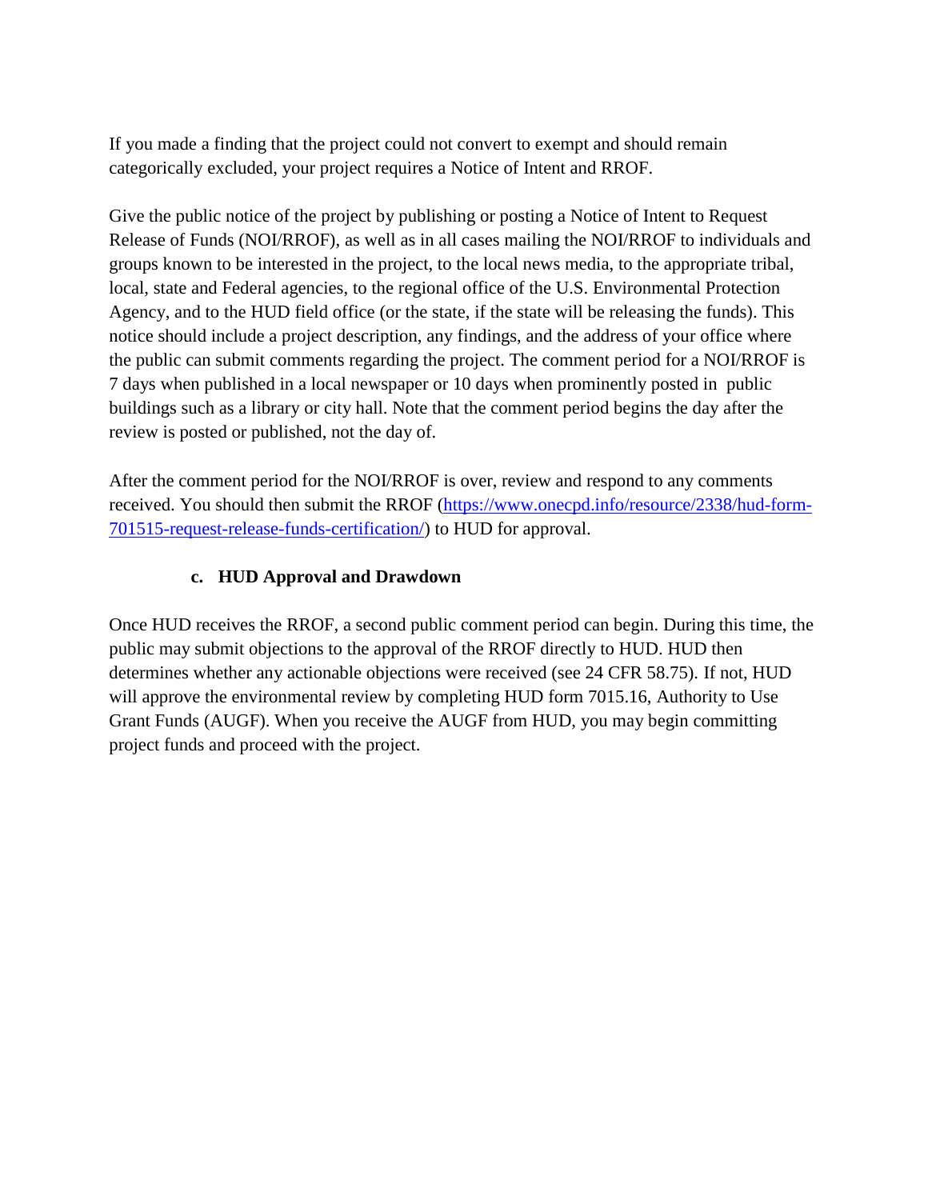If you made a finding that the project could not convert to exempt and should remain categorically excluded, your project requires a Notice of Intent and RROF.

Give the public notice of the project by publishing or posting a Notice of Intent to Request Release of Funds (NOI/RROF), as well as in all cases mailing the NOI/RROF to individuals and groups known to be interested in the project, to the local news media, to the appropriate tribal, local, state and Federal agencies, to the regional office of the U.S. Environmental Protection Agency, and to the HUD field office (or the state, if the state will be releasing the funds). This notice should include a project description, any findings, and the address of your office where the public can submit comments regarding the project. The comment period for a NOI/RROF is 7 days when published in a local newspaper or 10 days when prominently posted in public buildings such as a library or city hall. Note that the comment period begins the day after the review is posted or published, not the day of.

After the comment period for the NOI/RROF is over, review and respond to any comments received. You should then submit the RROF (https://www.onecpd.info/resource/2338/hud-form-701515-request-release-funds-certification/) to HUD for approval.

### c. HUD Approval and Drawdown

Once HUD receives the RROF, a second public comment period can begin. During this time, the public may submit objections to the approval of the RROF directly to HUD. HUD then determines whether any actionable objections were received (see 24 CFR 58.75). If not, HUD will approve the environmental review by completing HUD form 7015.16, Authority to Use Grant Funds (AUGF). When you receive the AUGF from HUD, you may begin committing project funds and proceed with the project.